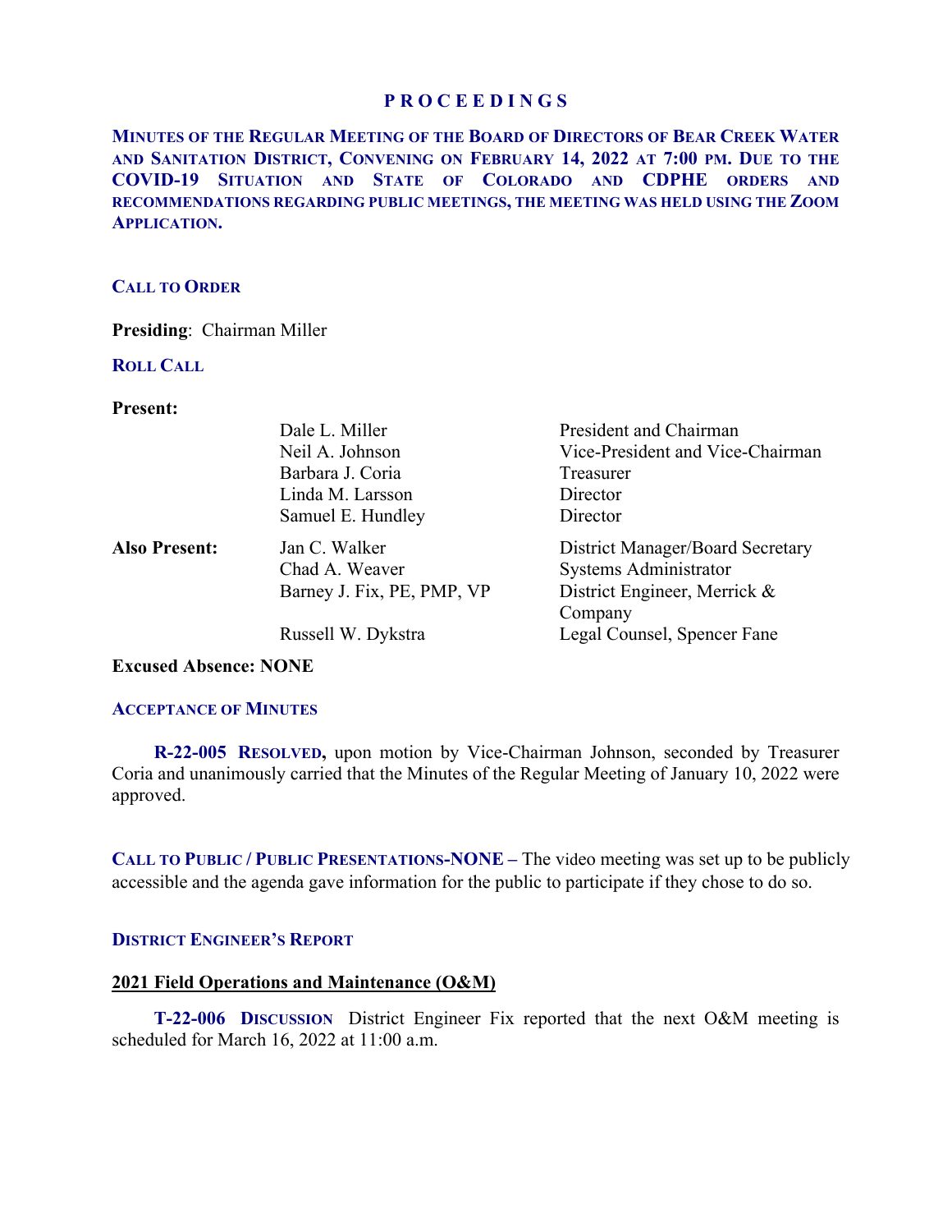# PROCEEDINGS

**MINUTES OF THE REGULAR MEETING OF THE BOARD OF DIRECTORS OF BEAR CREEK WATER AND SANITATION DISTRICT, CONVENING ON FEBRUARY 14, 2022 AT 7:00 PM. DUE TO THE COVID-19 SITUATION AND STATE OF COLORADO AND CDPHE ORDERS AND RECOMMENDATIONS REGARDING PUBLIC MEETINGS, THE MEETING WAS HELD USING THE ZOOM APPLICATION.**

## CALL TO ORDER

**Presiding**: Chairman Miller

## ROLL CALL

**Present:**

| | | |
|---|---|---|
| | Dale L. Miller | President and Chairman |
| | Neil A. Johnson | Vice-President and Vice-Chairman |
| | Barbara J. Coria | Treasurer |
| | Linda M. Larsson | Director |
| | Samuel E. Hundley | Director |
| **Also Present:** | Jan C. Walker | District Manager/Board Secretary |
| | Chad A. Weaver | Systems Administrator |
| | Barney J. Fix, PE, PMP, VP | District Engineer, Merrick & Company |
| | Russell W. Dykstra | Legal Counsel, Spencer Fane |

**Excused Absence: NONE**

## ACCEPTANCE OF MINUTES

**R-22-005 RESOLVED,** upon motion by Vice-Chairman Johnson, seconded by Treasurer Coria and unanimously carried that the Minutes of the Regular Meeting of January 10, 2022 were approved.

**CALL TO PUBLIC / PUBLIC PRESENTATIONS-NONE –** The video meeting was set up to be publicly accessible and the agenda gave information for the public to participate if they chose to do so.

## DISTRICT ENGINEER'S REPORT

### 2021 Field Operations and Maintenance (O&M)

**T-22-006 DISCUSSION** District Engineer Fix reported that the next O&M meeting is scheduled for March 16, 2022 at 11:00 a.m.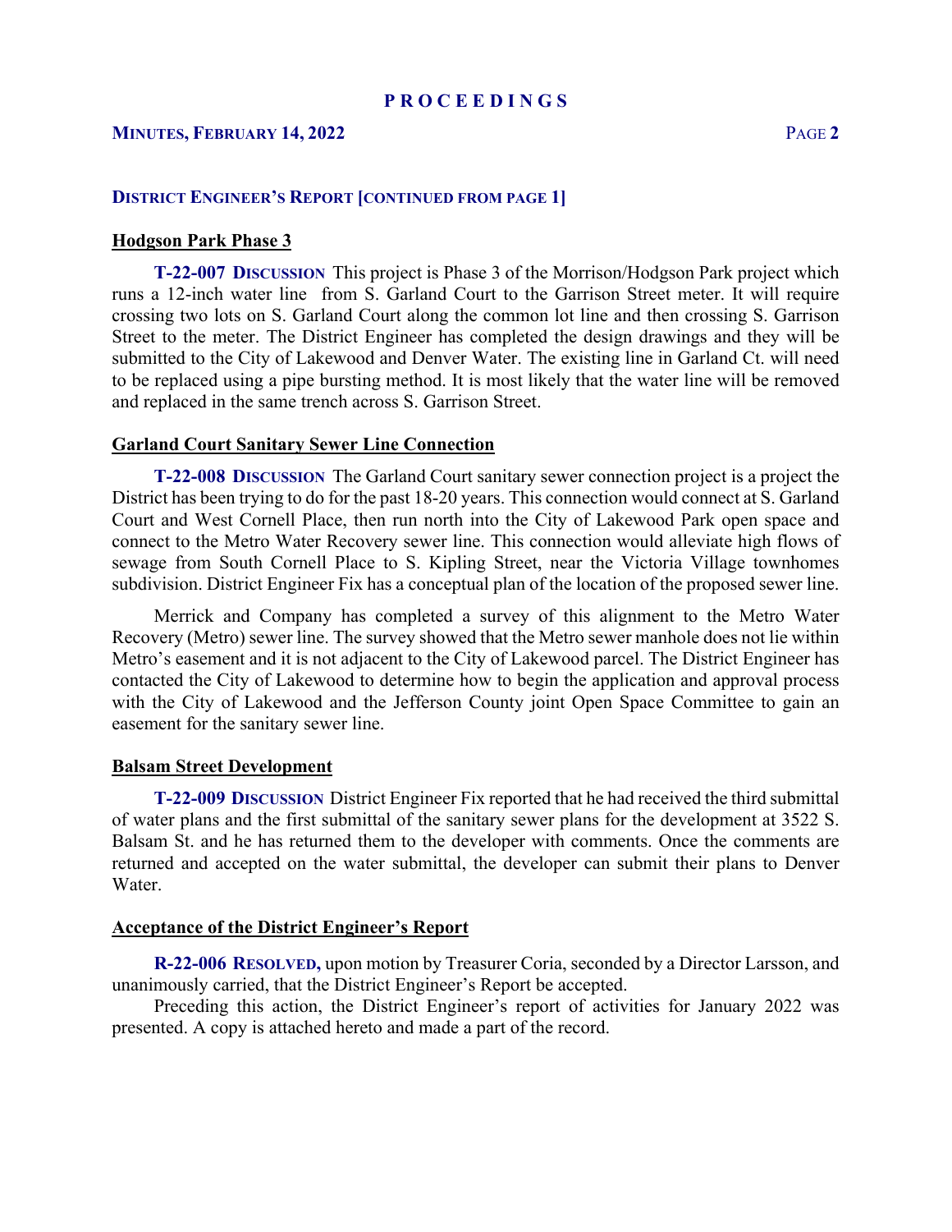## District Engineer's Report [continued from page 1]

**Hodgson Park Phase 3**

**T-22-007 Discussion** This project is Phase 3 of the Morrison/Hodgson Park project which runs a 12-inch water line from S. Garland Court to the Garrison Street meter. It will require crossing two lots on S. Garland Court along the common lot line and then crossing S. Garrison Street to the meter. The District Engineer has completed the design drawings and they will be submitted to the City of Lakewood and Denver Water. The existing line in Garland Ct. will need to be replaced using a pipe bursting method. It is most likely that the water line will be removed and replaced in the same trench across S. Garrison Street.

**Garland Court Sanitary Sewer Line Connection**

**T-22-008 Discussion** The Garland Court sanitary sewer connection project is a project the District has been trying to do for the past 18-20 years. This connection would connect at S. Garland Court and West Cornell Place, then run north into the City of Lakewood Park open space and connect to the Metro Water Recovery sewer line. This connection would alleviate high flows of sewage from South Cornell Place to S. Kipling Street, near the Victoria Village townhomes subdivision. District Engineer Fix has a conceptual plan of the location of the proposed sewer line.

Merrick and Company has completed a survey of this alignment to the Metro Water Recovery (Metro) sewer line. The survey showed that the Metro sewer manhole does not lie within Metro's easement and it is not adjacent to the City of Lakewood parcel. The District Engineer has contacted the City of Lakewood to determine how to begin the application and approval process with the City of Lakewood and the Jefferson County joint Open Space Committee to gain an easement for the sanitary sewer line.

**Balsam Street Development**

**T-22-009 Discussion** District Engineer Fix reported that he had received the third submittal of water plans and the first submittal of the sanitary sewer plans for the development at 3522 S. Balsam St. and he has returned them to the developer with comments. Once the comments are returned and accepted on the water submittal, the developer can submit their plans to Denver Water.

**Acceptance of the District Engineer's Report**

**R-22-006 Resolved,** upon motion by Treasurer Coria, seconded by a Director Larsson, and unanimously carried, that the District Engineer's Report be accepted.

Preceding this action, the District Engineer's report of activities for January 2022 was presented. A copy is attached hereto and made a part of the record.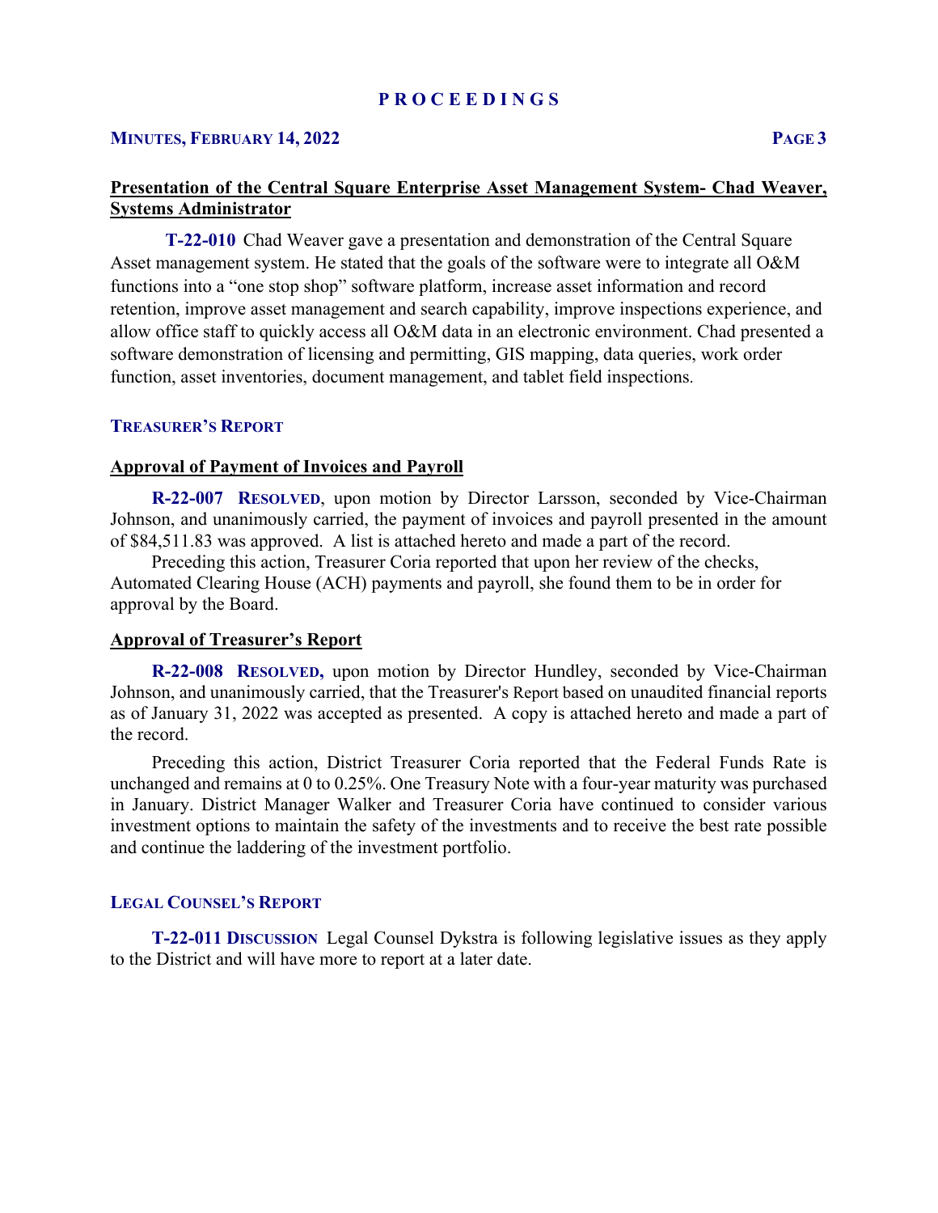**Presentation of the Central Square Enterprise Asset Management System- Chad Weaver, Systems Administrator**

**T-22-010** Chad Weaver gave a presentation and demonstration of the Central Square Asset management system. He stated that the goals of the software were to integrate all O&M functions into a "one stop shop" software platform, increase asset information and record retention, improve asset management and search capability, improve inspections experience, and allow office staff to quickly access all O&M data in an electronic environment. Chad presented a software demonstration of licensing and permitting, GIS mapping, data queries, work order function, asset inventories, document management, and tablet field inspections.

## TREASURER'S REPORT

**Approval of Payment of Invoices and Payroll**

**R-22-007 RESOLVED**, upon motion by Director Larsson, seconded by Vice-Chairman Johnson, and unanimously carried, the payment of invoices and payroll presented in the amount of $84,511.83 was approved. A list is attached hereto and made a part of the record.

Preceding this action, Treasurer Coria reported that upon her review of the checks, Automated Clearing House (ACH) payments and payroll, she found them to be in order for approval by the Board.

**Approval of Treasurer's Report**

**R-22-008 RESOLVED,** upon motion by Director Hundley, seconded by Vice-Chairman Johnson, and unanimously carried, that the Treasurer's Report based on unaudited financial reports as of January 31, 2022 was accepted as presented. A copy is attached hereto and made a part of the record.

Preceding this action, District Treasurer Coria reported that the Federal Funds Rate is unchanged and remains at 0 to 0.25%. One Treasury Note with a four-year maturity was purchased in January. District Manager Walker and Treasurer Coria have continued to consider various investment options to maintain the safety of the investments and to receive the best rate possible and continue the laddering of the investment portfolio.

## LEGAL COUNSEL'S REPORT

**T-22-011 DISCUSSION** Legal Counsel Dykstra is following legislative issues as they apply to the District and will have more to report at a later date.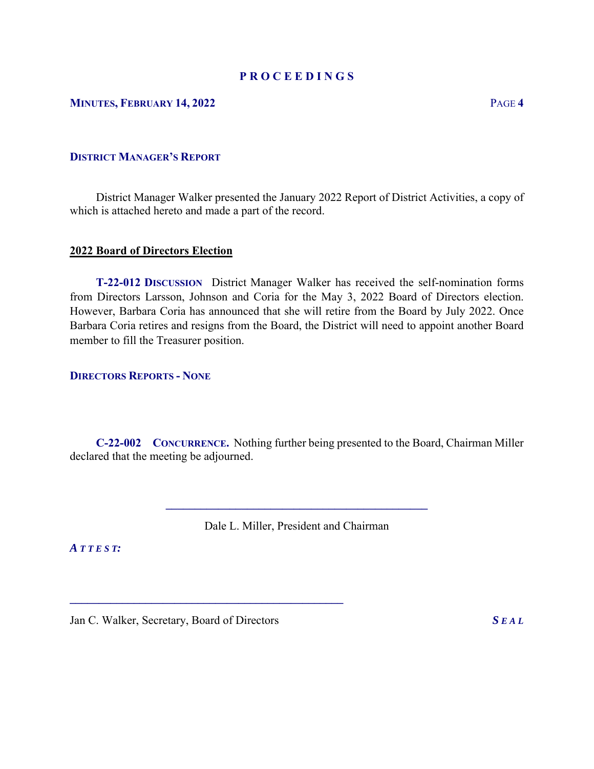**DISTRICT MANAGER'S REPORT**

District Manager Walker presented the January 2022 Report of District Activities, a copy of which is attached hereto and made a part of the record.

**2022 Board of Directors Election**

**T-22-012 DISCUSSION** District Manager Walker has received the self-nomination forms from Directors Larsson, Johnson and Coria for the May 3, 2022 Board of Directors election. However, Barbara Coria has announced that she will retire from the Board by July 2022. Once Barbara Coria retires and resigns from the Board, the District will need to appoint another Board member to fill the Treasurer position.

**DIRECTORS REPORTS - NONE**

**C-22-002 CONCURRENCE.** Nothing further being presented to the Board, Chairman Miller declared that the meeting be adjourned.

\_\_\_\_\_\_\_\_\_\_\_\_\_\_\_\_\_\_\_\_\_\_\_\_\_\_\_\_\_\_\_\_\_\_\_\_\_\_\_\_\_\_\_\_\_\_

Dale L. Miller, President and Chairman

***ATTEST:***

\_\_\_\_\_\_\_\_\_\_\_\_\_\_\_\_\_\_\_\_\_\_\_\_\_\_\_\_\_\_\_\_\_\_\_\_\_\_\_\_\_\_\_\_\_\_

Jan C. Walker, Secretary, Board of Directors

***SEAL***